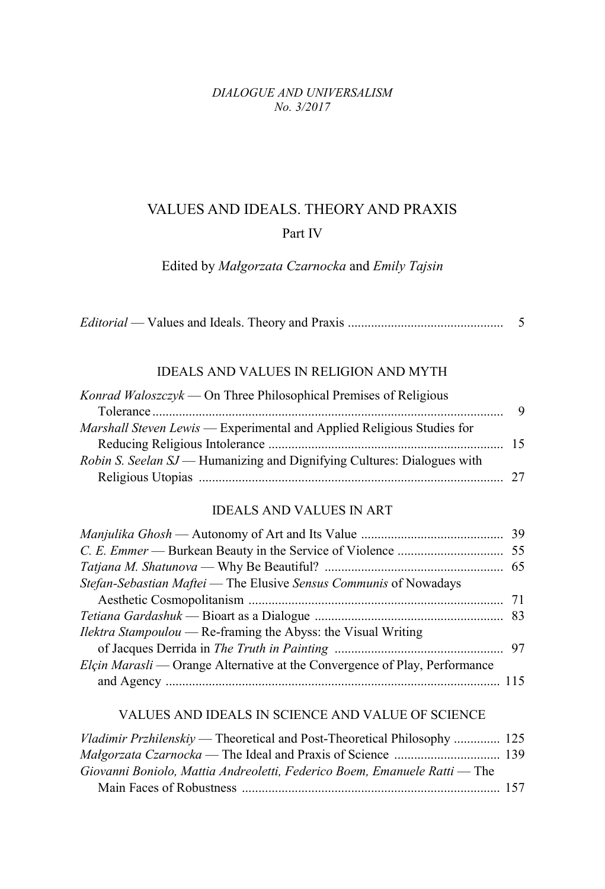*DIALOGUE AND UNIVERSALISM*
*No. 3/2017*

# VALUES AND IDEALS. THEORY AND PRAXIS

Part IV

Edited by *Małgorzata Czarnocka* and *Emily Tajsin*

*Editorial* — Values and Ideals. Theory and Praxis ............................................... 5

## IDEALS AND VALUES IN RELIGION AND MYTH

*Konrad Waloszczyk* — On Three Philosophical Premises of Religious Tolerance .......................................................................................................... 9

*Marshall Steven Lewis* — Experimental and Applied Religious Studies for Reducing Religious Intolerance ....................................................................... 15

*Robin S. Seelan SJ* — Humanizing and Dignifying Cultures: Dialogues with Religious Utopias ........................................................................................... 27

## IDEALS AND VALUES IN ART

*Manjulika Ghosh* — Autonomy of Art and Its Value ........................................... 39

*C. E. Emmer* — Burkean Beauty in the Service of Violence ................................ 55

*Tatjana M. Shatunova* — Why Be Beautiful? ...................................................... 65

*Stefan-Sebastian Maftei* — The Elusive *Sensus Communis* of Nowadays Aesthetic Cosmopolitanism ............................................................................. 71

*Tetiana Gardashuk* — Bioart as a Dialogue ......................................................... 83

*Ilektra Stampoulou* — Re-framing the Abyss: the Visual Writing of Jacques Derrida in *The Truth in Painting* ................................................... 97

*Elçin Marasli* — Orange Alternative at the Convergence of Play, Performance and Agency ..................................................................................................... 115

## VALUES AND IDEALS IN SCIENCE AND VALUE OF SCIENCE

*Vladimir Przhilenskiy* — Theoretical and Post-Theoretical Philosophy .............. 125

*Małgorzata Czarnocka* — The Ideal and Praxis of Science ................................ 139

*Giovanni Boniolo, Mattia Andreoletti, Federico Boem, Emanuele Ratti* — The Main Faces of Robustness .............................................................................. 157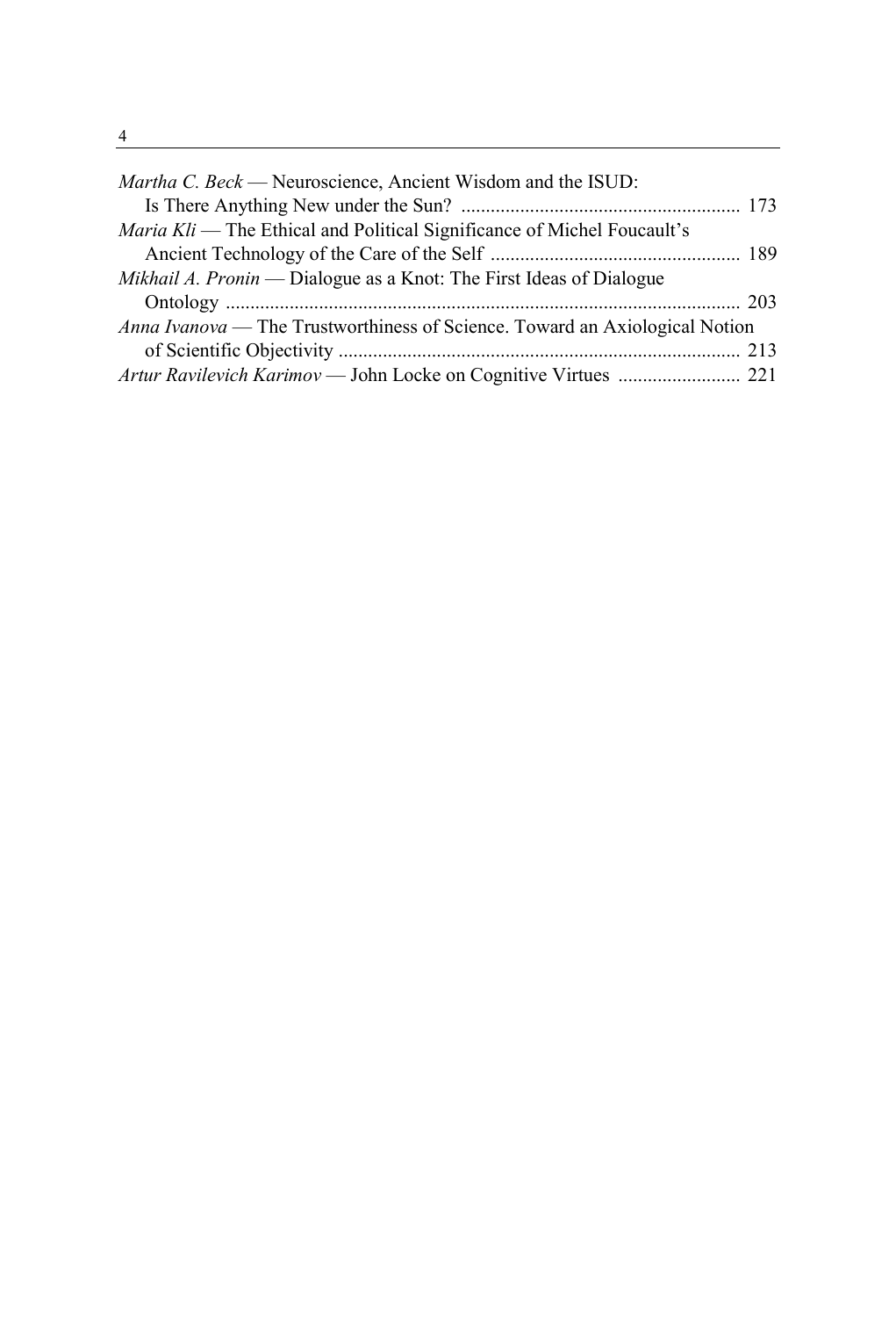*Martha C. Beck* — Neuroscience, Ancient Wisdom and the ISUD: Is There Anything New under the Sun? ........................................................ 173

*Maria Kli* — The Ethical and Political Significance of Michel Foucault's Ancient Technology of the Care of the Self .................................................. 189

*Mikhail A. Pronin* — Dialogue as a Knot: The First Ideas of Dialogue Ontology ........................................................................................................ 203

*Anna Ivanova* — The Trustworthiness of Science. Toward an Axiological Notion of Scientific Objectivity ................................................................................ 213

*Artur Ravilevich Karimov* — John Locke on Cognitive Virtues ......................... 221